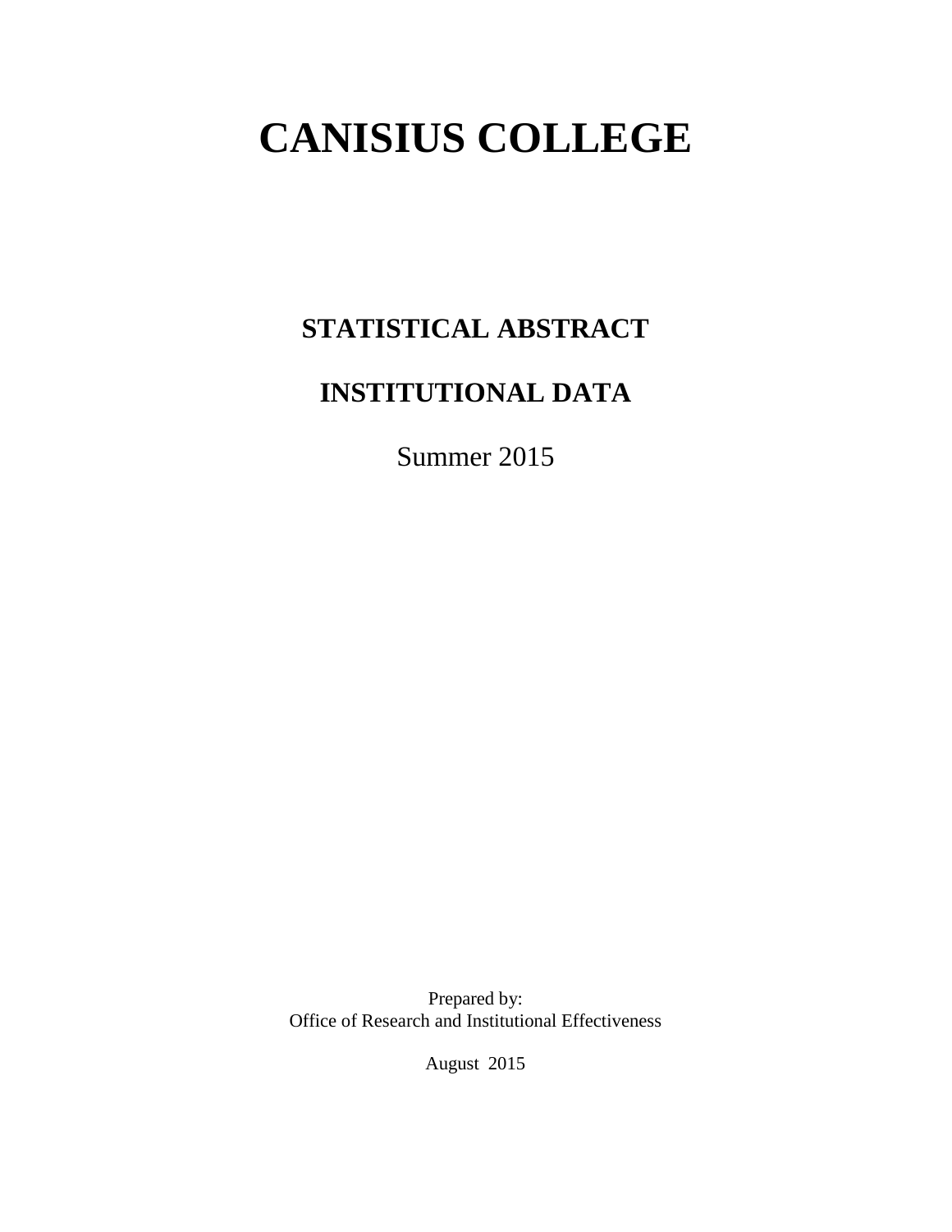# CANISIUS COLLEGE

## STATISTICAL ABSTRACT

## INSTITUTIONAL DATA

Summer 2015

Prepared by:
Office of Research and Institutional Effectiveness

August 2015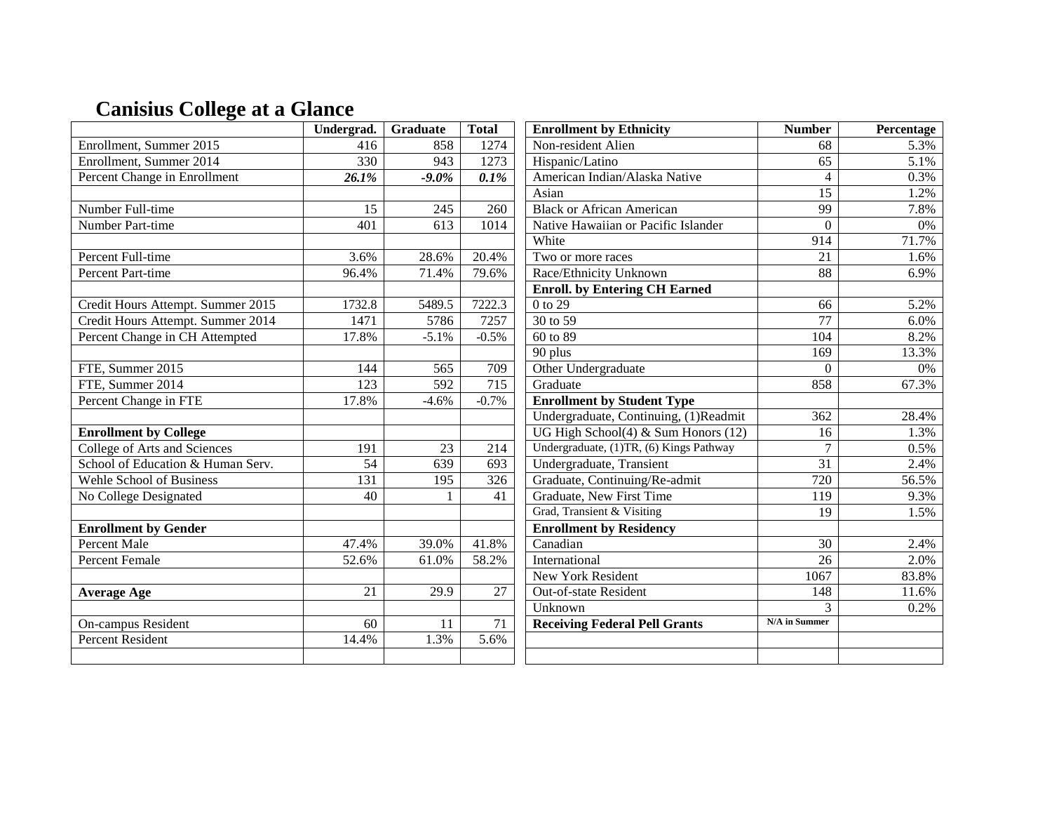# Canisius College at a Glance

| | Undergrad. | Graduate | Total |
|---|---|---|---|
| Enrollment, Summer 2015 | 416 | 858 | 1274 |
| Enrollment, Summer 2014 | 330 | 943 | 1273 |
| Percent Change in Enrollment | ***26.1%*** | ***-9.0%*** | ***0.1%*** |
| | | | |
| Number Full-time | 15 | 245 | 260 |
| Number Part-time | 401 | 613 | 1014 |
| | | | |
| Percent Full-time | 3.6% | 28.6% | 20.4% |
| Percent Part-time | 96.4% | 71.4% | 79.6% |
| | | | |
| Credit Hours Attempt. Summer 2015 | 1732.8 | 5489.5 | 7222.3 |
| Credit Hours Attempt. Summer 2014 | 1471 | 5786 | 7257 |
| Percent Change in CH Attempted | 17.8% | -5.1% | -0.5% |
| | | | |
| FTE, Summer 2015 | 144 | 565 | 709 |
| FTE, Summer 2014 | 123 | 592 | 715 |
| Percent Change in FTE | 17.8% | -4.6% | -0.7% |
| | | | |
| **Enrollment by College** | | | |
| College of Arts and Sciences | 191 | 23 | 214 |
| School of Education & Human Serv. | 54 | 639 | 693 |
| Wehle School of Business | 131 | 195 | 326 |
| No College Designated | 40 | 1 | 41 |
| | | | |
| **Enrollment by Gender** | | | |
| Percent Male | 47.4% | 39.0% | 41.8% |
| Percent Female | 52.6% | 61.0% | 58.2% |
| | | | |
| **Average Age** | 21 | 29.9 | 27 |
| | | | |
| On-campus Resident | 60 | 11 | 71 |
| Percent Resident | 14.4% | 1.3% | 5.6% |

| Enrollment by Ethnicity | Number | Percentage |
|---|---|---|
| Non-resident Alien | 68 | 5.3% |
| Hispanic/Latino | 65 | 5.1% |
| American Indian/Alaska Native | 4 | 0.3% |
| Asian | 15 | 1.2% |
| Black or African American | 99 | 7.8% |
| Native Hawaiian or Pacific Islander | 0 | 0% |
| White | 914 | 71.7% |
| Two or more races | 21 | 1.6% |
| Race/Ethnicity Unknown | 88 | 6.9% |
| **Enroll. by Entering CH Earned** | | |
| 0 to 29 | 66 | 5.2% |
| 30 to 59 | 77 | 6.0% |
| 60 to 89 | 104 | 8.2% |
| 90 plus | 169 | 13.3% |
| Other Undergraduate | 0 | 0% |
| Graduate | 858 | 67.3% |
| **Enrollment by Student Type** | | |
| Undergraduate, Continuing, (1)Readmit | 362 | 28.4% |
| UG High School(4) & Sum Honors (12) | 16 | 1.3% |
| Undergraduate, (1)TR, (6) Kings Pathway | 7 | 0.5% |
| Undergraduate, Transient | 31 | 2.4% |
| Graduate, Continuing/Re-admit | 720 | 56.5% |
| Graduate, New First Time | 119 | 9.3% |
| Grad, Transient & Visiting | 19 | 1.5% |
| **Enrollment by Residency** | | |
| Canadian | 30 | 2.4% |
| International | 26 | 2.0% |
| New York Resident | 1067 | 83.8% |
| Out-of-state Resident | 148 | 11.6% |
| Unknown | 3 | 0.2% |
| **Receiving Federal Pell Grants** | N/A in Summer | |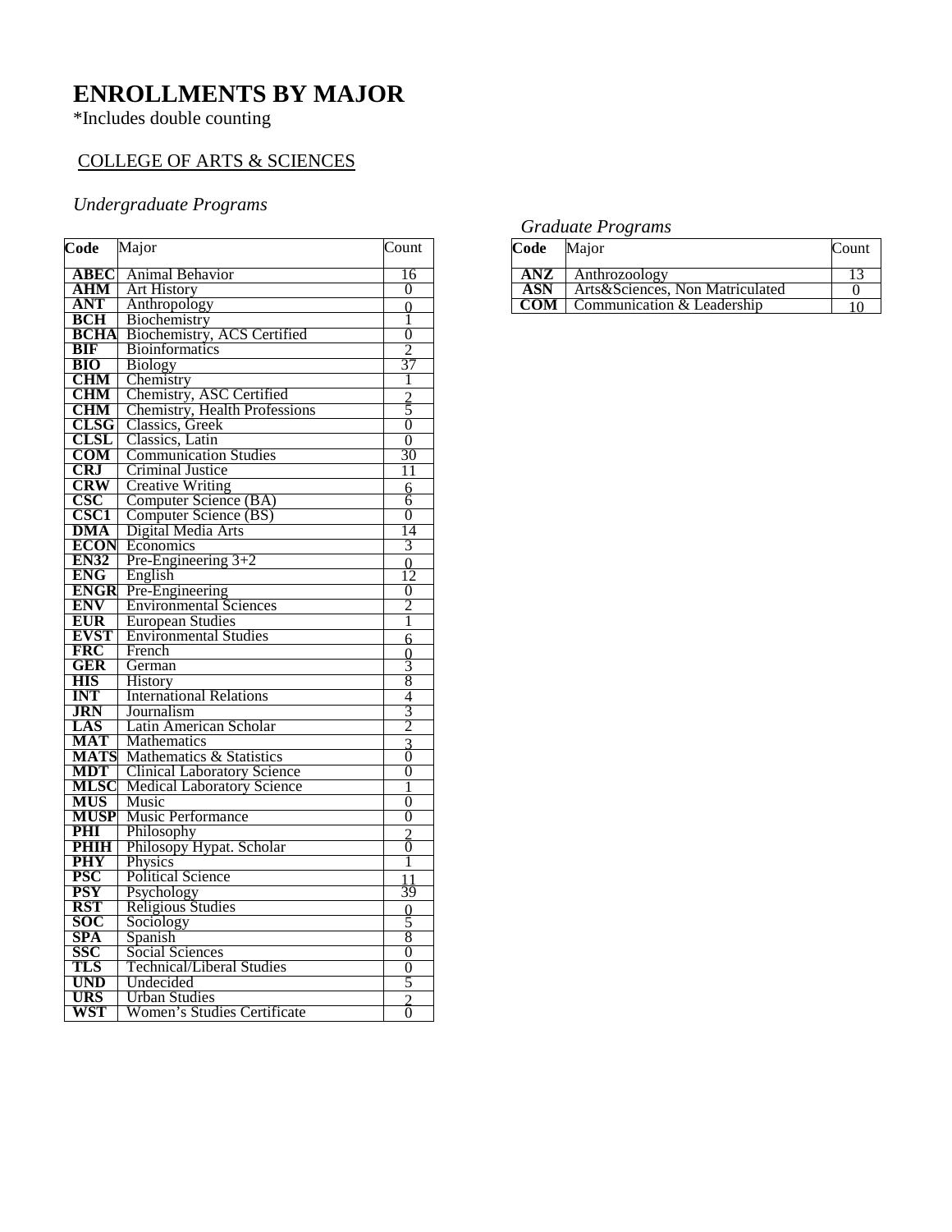# ENROLLMENTS BY MAJOR

*Includes double counting

## COLLEGE OF ARTS & SCIENCES

### *Undergraduate Programs*

| Code | Major | Count |
|---|---|---|
| **ABEC** | Animal Behavior | 16 |
| **AHM** | Art History | 0 |
| **ANT** | Anthropology | 0 |
| **BCH** | Biochemistry | 1 |
| **BCHA** | Biochemistry, ACS Certified | 0 |
| **BIF** | Bioinformatics | 2 |
| **BIO** | Biology | 37 |
| **CHM** | Chemistry | 1 |
| **CHM** | Chemistry, ASC Certified | 2 |
| **CHM** | Chemistry, Health Professions | 5 |
| **CLSG** | Classics, Greek | 0 |
| **CLSL** | Classics, Latin | 0 |
| **COM** | Communication Studies | 30 |
| **CRJ** | Criminal Justice | 11 |
| **CRW** | Creative Writing | 6 |
| **CSC** | Computer Science (BA) | 6 |
| **CSC1** | Computer Science (BS) | 0 |
| **DMA** | Digital Media Arts | 14 |
| **ECON** | Economics | 3 |
| **EN32** | Pre-Engineering 3+2 | 0 |
| **ENG** | English | 12 |
| **ENGR** | Pre-Engineering | 0 |
| **ENV** | Environmental Sciences | 2 |
| **EUR** | European Studies | 1 |
| **EVST** | Environmental Studies | 6 |
| **FRC** | French | 0 |
| **GER** | German | 3 |
| **HIS** | History | 8 |
| **INT** | International Relations | 4 |
| **JRN** | Journalism | 3 |
| **LAS** | Latin American Scholar | 2 |
| **MAT** | Mathematics | 3 |
| **MATS** | Mathematics & Statistics | 0 |
| **MDT** | Clinical Laboratory Science | 0 |
| **MLSC** | Medical Laboratory Science | 1 |
| **MUS** | Music | 0 |
| **MUSP** | Music Performance | 0 |
| **PHI** | Philosophy | 2 |
| **PHIH** | Philosopy Hypat. Scholar | 0 |
| **PHY** | Physics | 1 |
| **PSC** | Political Science | 11 |
| **PSY** | Psychology | 39 |
| **RST** | Religious Studies | 0 |
| **SOC** | Sociology | 5 |
| **SPA** | Spanish | 8 |
| **SSC** | Social Sciences | 0 |
| **TLS** | Technical/Liberal Studies | 0 |
| **UND** | Undecided | 5 |
| **URS** | Urban Studies | 2 |
| **WST** | Women's Studies Certificate | 0 |

### *Graduate Programs*

| Code | Major | Count |
|---|---|---|
| **ANZ** | Anthrozoology | 13 |
| **ASN** | Arts&Sciences, Non Matriculated | 0 |
| **COM** | Communication & Leadership | 10 |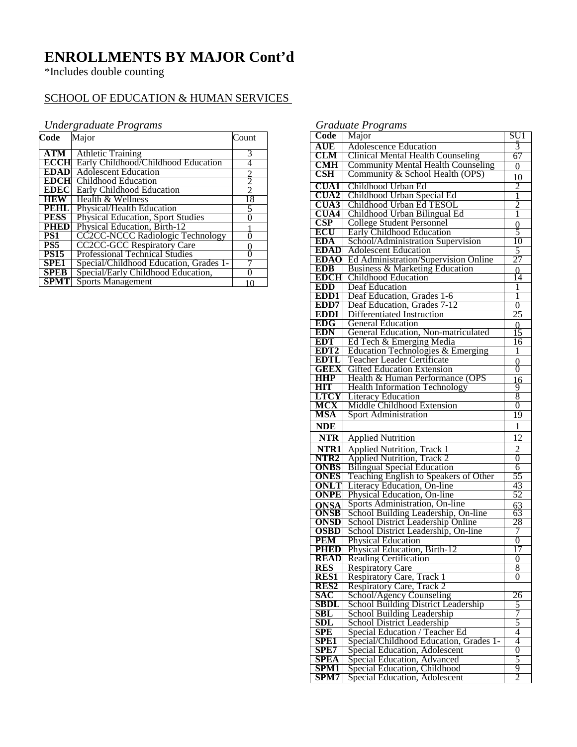# ENROLLMENTS BY MAJOR Cont'd

*Includes double counting

SCHOOL OF EDUCATION & HUMAN SERVICES

*Undergraduate Programs*

| Code | Major | Count |
|---|---|---|
| ATM | Athletic Training | 3 |
| ECCH | Early Childhood/Childhood Education | 4 |
| EDAD | Adolescent Education | 2 |
| EDCH | Childhood Education | 2 |
| EDEC | Early Childhood Education | 2 |
| HEW | Health & Wellness | 18 |
| PEHL | Physical/Health Education | 5 |
| PESS | Physical Education, Sport Studies | 0 |
| PHED | Physical Education, Birth-12 | 1 |
| PS1 | CC2CC-NCCC Radiologic Technology | 0 |
| PS5 | CC2CC-GCC Respiratory Care | 0 |
| PS15 | Professional Technical Studies | 0 |
| SPE1 | Special/Childhood Education, Grades 1- | 7 |
| SPEB | Special/Early Childhood Education, | 0 |
| SPMT | Sports Management | 10 |

*Graduate Programs*

| Code | Major | SU1 |
|---|---|---|
| AUE | Adolescence Education | 3 |
| CLM | Clinical Mental Health Counseling | 67 |
| CMH | Community Mental Health Counseling | 0 |
| CSH | Community & School Health (OPS) | 10 |
| CUA1 | Childhood Urban Ed | 2 |
| CUA2 | Childhood Urban Special Ed | 1 |
| CUA3 | Childhood Urban Ed TESOL | 2 |
| CUA4 | Childhood Urban Bilingual Ed | 1 |
| CSP | College Student Personnel | 0 |
| ECU | Early Childhood Education | 5 |
| EDA | School/Administration Supervision | 10 |
| EDAD | Adolescent Education | 5 |
| EDAO | Ed Administration/Supervision Online | 27 |
| EDB | Business & Marketing Education | 0 |
| EDCH | Childhood Education | 14 |
| EDD | Deaf Education | 1 |
| EDD1 | Deaf Education, Grades 1-6 | 1 |
| EDD7 | Deaf Education, Grades 7-12 | 0 |
| EDDI | Differentiated Instruction | 25 |
| EDG | General Education | 0 |
| EDN | General Education, Non-matriculated | 15 |
| EDT | Ed Tech & Emerging Media | 16 |
| EDT2 | Education Technologies & Emerging | 1 |
| EDTL | Teacher Leader Certificate | 0 |
| GEEX | Gifted Education Extension | 0 |
| HHP | Health & Human Performance (OPS | 16 |
| HIT | Health Information Technology | 9 |
| LTCY | Literacy Education | 8 |
| MCX | Middle Childhood Extension | 0 |
| MSA | Sport Administration | 19 |
| NDE | | 1 |
| NTR | Applied Nutrition | 12 |
| NTR1 | Applied Nutrition, Track 1 | 2 |
| NTR2 | Applied Nutrition, Track 2 | 0 |
| ONBS | Bilingual Special Education | 6 |
| ONES | Teaching English to Speakers of Other | 55 |
| ONLT | Literacy Education, On-line | 43 |
| ONPE | Physical Education, On-line | 52 |
| ONSA | Sports Administration, On-line | 63 |
| ONSB | School Building Leadership, On-line | 63 |
| ONSD | School District Leadership Online | 28 |
| OSBD | School District Leadership, On-line | 7 |
| PEM | Physical Education | 0 |
| PHED | Physical Education, Birth-12 | 17 |
| READ | Reading Certification | 0 |
| RES | Respiratory Care | 8 |
| RES1 | Respiratory Care, Track 1 | 0 |
| RES2 | Respiratory Care, Track 2 | |
| SAC | School/Agency Counseling | 26 |
| SBDL | School Building District Leadership | 5 |
| SBL | School Building Leadership | 7 |
| SDL | School District Leadership | 5 |
| SPE | Special Education / Teacher Ed | 4 |
| SPE1 | Special/Childhood Education, Grades 1- | 4 |
| SPE7 | Special Education, Adolescent | 0 |
| SPEA | Special Education, Advanced | 5 |
| SPM1 | Special Education, Childhood | 9 |
| SPM7 | Special Education, Adolescent | 2 |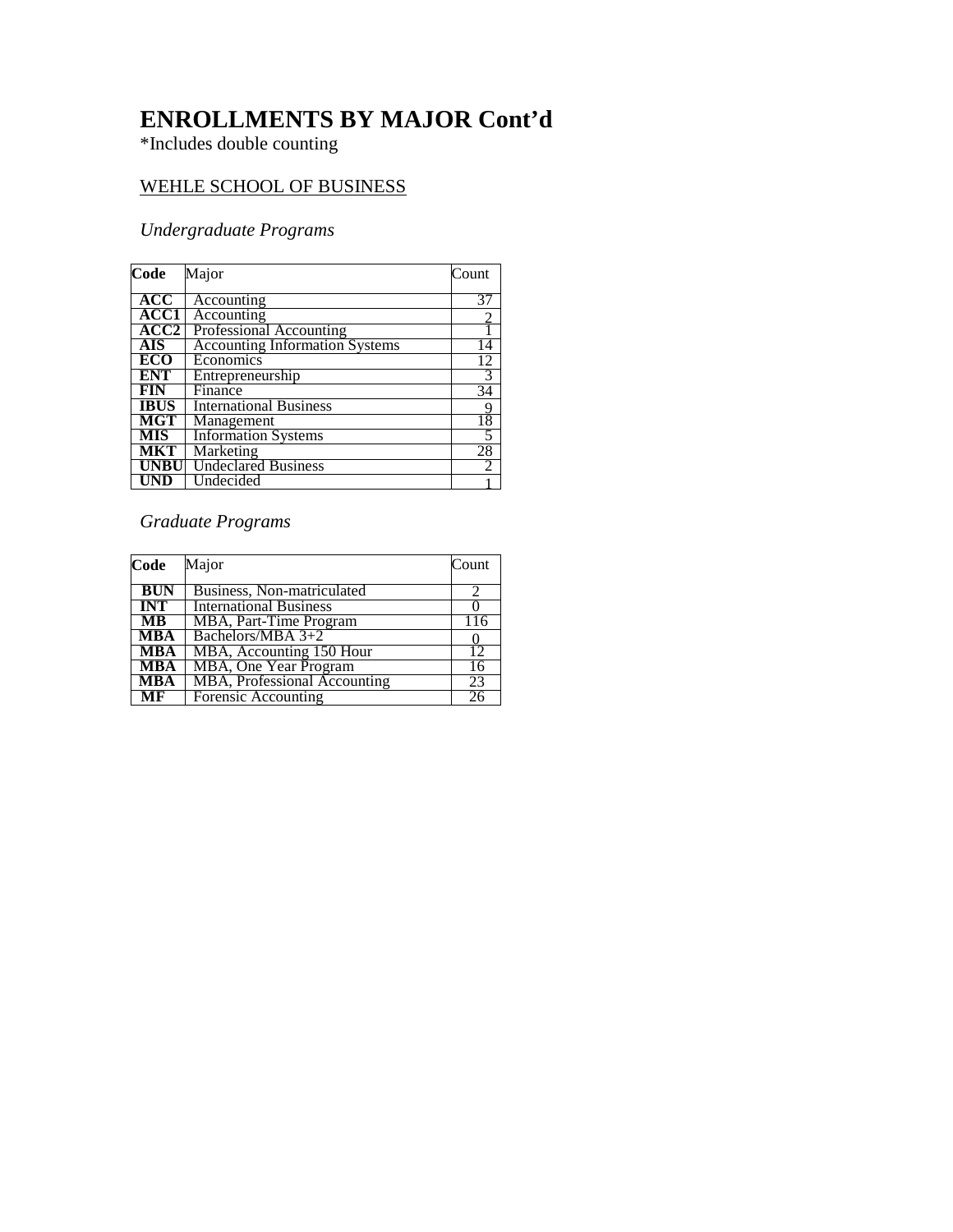# ENROLLMENTS BY MAJOR Cont'd

*Includes double counting

WEHLE SCHOOL OF BUSINESS

*Undergraduate Programs*

| Code | Major | Count |
|---|---|---|
| **ACC** | Accounting | 37 |
| **ACC1** | Accounting | 2 |
| **ACC2** | Professional Accounting | 1 |
| **AIS** | Accounting Information Systems | 14 |
| **ECO** | Economics | 12 |
| **ENT** | Entrepreneurship | 3 |
| **FIN** | Finance | 34 |
| **IBUS** | International Business | 9 |
| **MGT** | Management | 18 |
| **MIS** | Information Systems | 5 |
| **MKT** | Marketing | 28 |
| **UNBU** | Undeclared Business | 2 |
| **UND** | Undecided | 1 |

*Graduate Programs*

| Code | Major | Count |
|---|---|---|
| **BUN** | Business, Non-matriculated | 2 |
| **INT** | International Business | 0 |
| **MB** | MBA, Part-Time Program | 116 |
| **MBA** | Bachelors/MBA 3+2 | 0 |
| **MBA** | MBA, Accounting 150 Hour | 12 |
| **MBA** | MBA, One Year Program | 16 |
| **MBA** | MBA, Professional Accounting | 23 |
| **MF** | Forensic Accounting | 26 |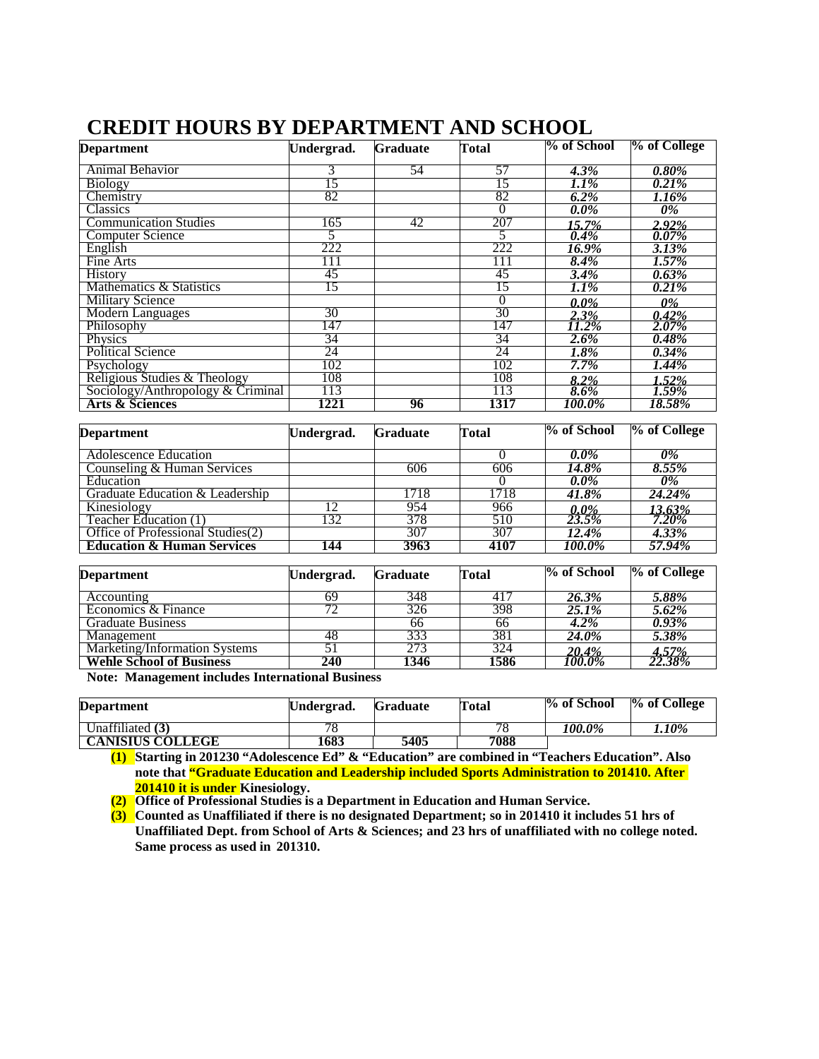# CREDIT HOURS BY DEPARTMENT AND SCHOOL

| Department | Undergrad. | Graduate | Total | % of School | % of College |
|---|---|---|---|---|---|
| Animal Behavior | 3 | 54 | 57 | *4.3%* | *0.80%* |
| Biology | 15 | | 15 | *1.1%* | *0.21%* |
| Chemistry | 82 | | 82 | *6.2%* | *1.16%* |
| Classics | | | 0 | *0.0%* | *0%* |
| Communication Studies | 165 | 42 | 207 | *15.7%* | *2.92%* |
| Computer Science | 5 | | 5 | *0.4%* | *0.07%* |
| English | 222 | | 222 | *16.9%* | *3.13%* |
| Fine Arts | 111 | | 111 | *8.4%* | *1.57%* |
| History | 45 | | 45 | *3.4%* | *0.63%* |
| Mathematics & Statistics | 15 | | 15 | *1.1%* | *0.21%* |
| Military Science | | | 0 | *0.0%* | *0%* |
| Modern Languages | 30 | | 30 | *2.3%* | *0.42%* |
| Philosophy | 147 | | 147 | *11.2%* | *2.07%* |
| Physics | 34 | | 34 | *2.6%* | *0.48%* |
| Political Science | 24 | | 24 | *1.8%* | *0.34%* |
| Psychology | 102 | | 102 | *7.7%* | *1.44%* |
| Religious Studies & Theology | 108 | | 108 | *8.2%* | *1.52%* |
| Sociology/Anthropology & Criminal | 113 | | 113 | *8.6%* | *1.59%* |
| **Arts & Sciences** | **1221** | **96** | **1317** | ***100.0%*** | ***18.58%*** |

| Department | Undergrad. | Graduate | Total | % of School | % of College |
|---|---|---|---|---|---|
| Adolescence Education | | | 0 | *0.0%* | *0%* |
| Counseling & Human Services | | 606 | 606 | *14.8%* | *8.55%* |
| Education | | | 0 | *0.0%* | *0%* |
| Graduate Education & Leadership | | 1718 | 1718 | *41.8%* | *24.24%* |
| Kinesiology | 12 | 954 | 966 | *0.0%* | *13.63%* |
| Teacher Education (1) | 132 | 378 | 510 | *23.5%* | *7.20%* |
| Office of Professional Studies(2) | | 307 | 307 | *12.4%* | *4.33%* |
| **Education & Human Services** | **144** | **3963** | **4107** | ***100.0%*** | ***57.94%*** |

| Department | Undergrad. | Graduate | Total | % of School | % of College |
|---|---|---|---|---|---|
| Accounting | 69 | 348 | 417 | *26.3%* | *5.88%* |
| Economics & Finance | 72 | 326 | 398 | *25.1%* | *5.62%* |
| Graduate Business | | 66 | 66 | *4.2%* | *0.93%* |
| Management | 48 | 333 | 381 | *24.0%* | *5.38%* |
| Marketing/Information Systems | 51 | 273 | 324 | *20.4%* | *4.57%* |
| **Wehle School of Business** | **240** | **1346** | **1586** | ***100.0%*** | ***22.38%*** |

**Note: Management includes International Business**

| Department | Undergrad. | Graduate | Total | % of School | % of College |
|---|---|---|---|---|---|
| Unaffiliated **(3)** | 78 | | 78 | *100.0%* | *1.10%* |
| **CANISIUS COLLEGE** | **1683** | **5405** | **7088** | | |

**(1)** **Starting in 201230 "Adolescence Ed" & "Education" are combined in "Teachers Education". Also note that "Graduate Education and Leadership included Sports Administration to 201410. After 201410 it is under Kinesiology.**

**(2)** **Office of Professional Studies is a Department in Education and Human Service.**

**(3)** **Counted as Unaffiliated if there is no designated Department; so in 201410 it includes 51 hrs of Unaffiliated Dept. from School of Arts & Sciences; and 23 hrs of unaffiliated with no college noted. Same process as used in 201310.**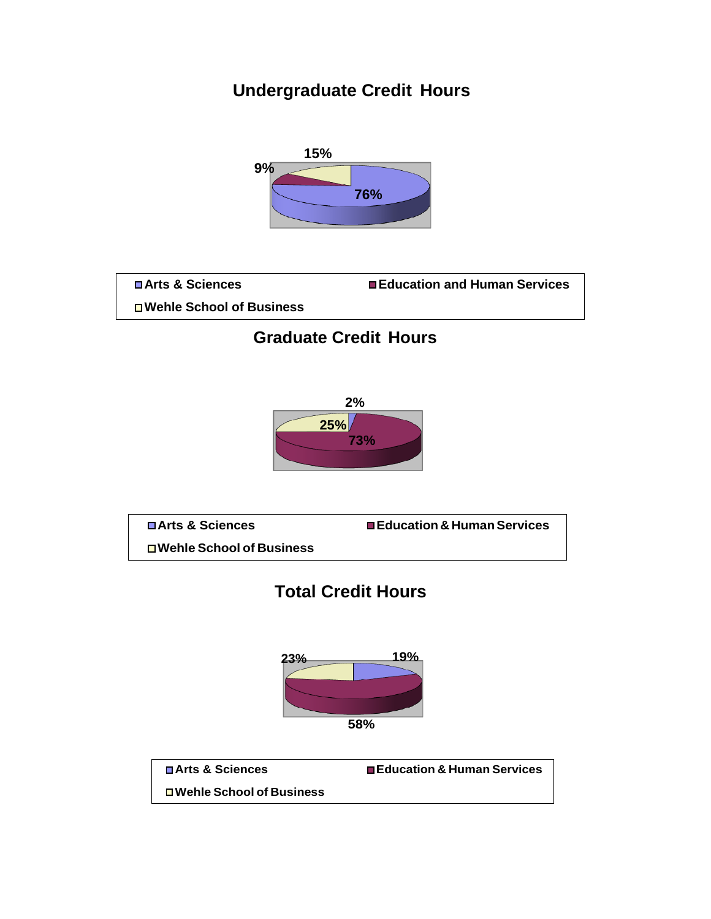## Undergraduate Credit Hours

15%

9%

76%

Arts & Sciences

Education and Human Services

Wehle School of Business

## Graduate Credit Hours

2%

25%

73%

Arts & Sciences

Education & Human Services

Wehle School of Business

## Total Credit Hours

23%

19%

58%

Arts & Sciences

Education & Human Services

Wehle School of Business